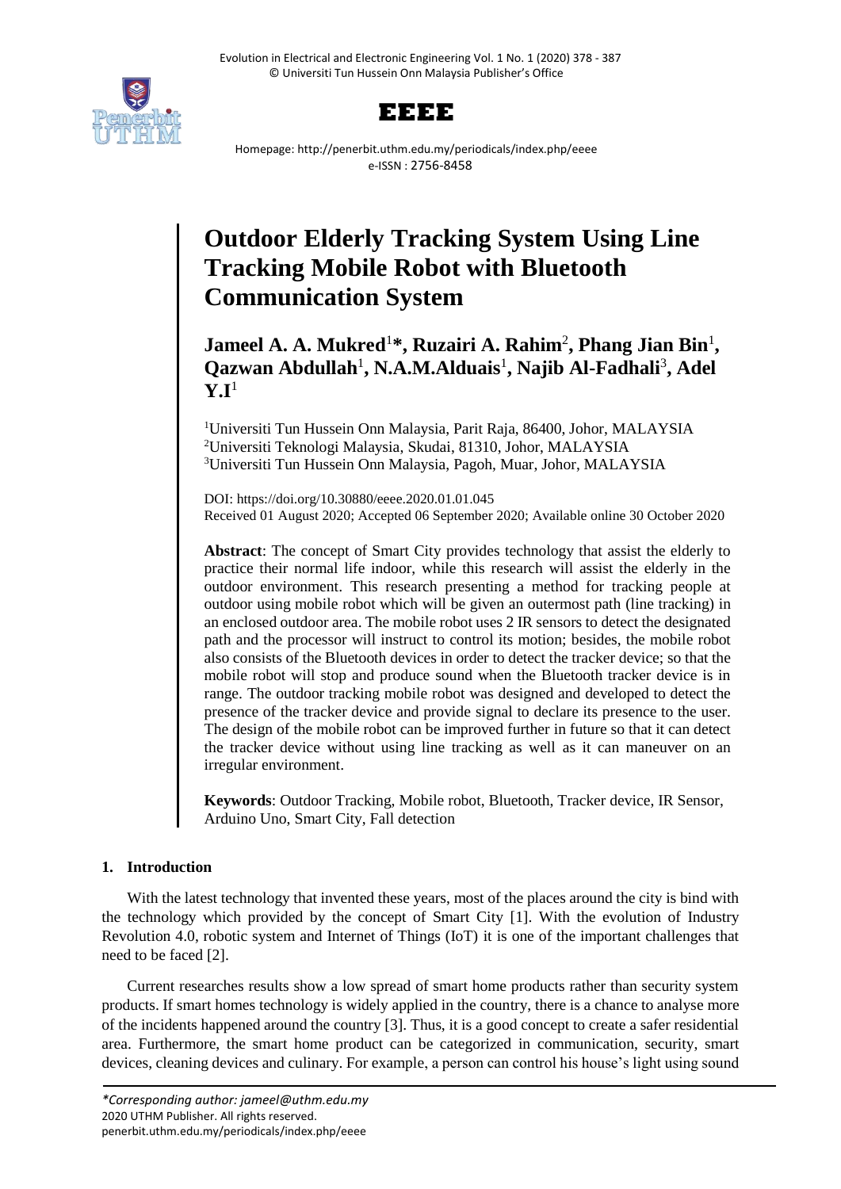# Outdoor Elderly Tracking System Using Line Tracking Mobile Robot with Bluetooth Communication System

**Jameel A. A. Mukred[1]*, Ruzairi A. Rahim[2], Phang Jian Bin[1], Qazwan Abdullah[1], N.A.M.Alduais[1], Najib Al-Fadhali[3], Adel Y.I[1]**

[1]Universiti Tun Hussein Onn Malaysia, Parit Raja, 86400, Johor, MALAYSIA
[2]Universiti Teknologi Malaysia, Skudai, 81310, Johor, MALAYSIA
[3]Universiti Tun Hussein Onn Malaysia, Pagoh, Muar, Johor, MALAYSIA

DOI: https://doi.org/10.30880/eeee.2020.01.01.045
Received 01 August 2020; Accepted 06 September 2020; Available online 30 October 2020

**Abstract**: The concept of Smart City provides technology that assist the elderly to practice their normal life indoor, while this research will assist the elderly in the outdoor environment. This research presenting a method for tracking people at outdoor using mobile robot which will be given an outermost path (line tracking) in an enclosed outdoor area. The mobile robot uses 2 IR sensors to detect the designated path and the processor will instruct to control its motion; besides, the mobile robot also consists of the Bluetooth devices in order to detect the tracker device; so that the mobile robot will stop and produce sound when the Bluetooth tracker device is in range. The outdoor tracking mobile robot was designed and developed to detect the presence of the tracker device and provide signal to declare its presence to the user. The design of the mobile robot can be improved further in future so that it can detect the tracker device without using line tracking as well as it can maneuver on an irregular environment.

**Keywords**: Outdoor Tracking, Mobile robot, Bluetooth, Tracker device, IR Sensor, Arduino Uno, Smart City, Fall detection

## 1. Introduction

With the latest technology that invented these years, most of the places around the city is bind with the technology which provided by the concept of Smart City [1]. With the evolution of Industry Revolution 4.0, robotic system and Internet of Things (IoT) it is one of the important challenges that need to be faced [2].

Current researches results show a low spread of smart home products rather than security system products. If smart homes technology is widely applied in the country, there is a chance to analyse more of the incidents happened around the country [3]. Thus, it is a good concept to create a safer residential area. Furthermore, the smart home product can be categorized in communication, security, smart devices, cleaning devices and culinary. For example, a person can control his house's light using sound

*Corresponding author: jameel@uthm.edu.my
2020 UTHM Publisher. All rights reserved.
penerbit.uthm.edu.my/periodicals/index.php/eeee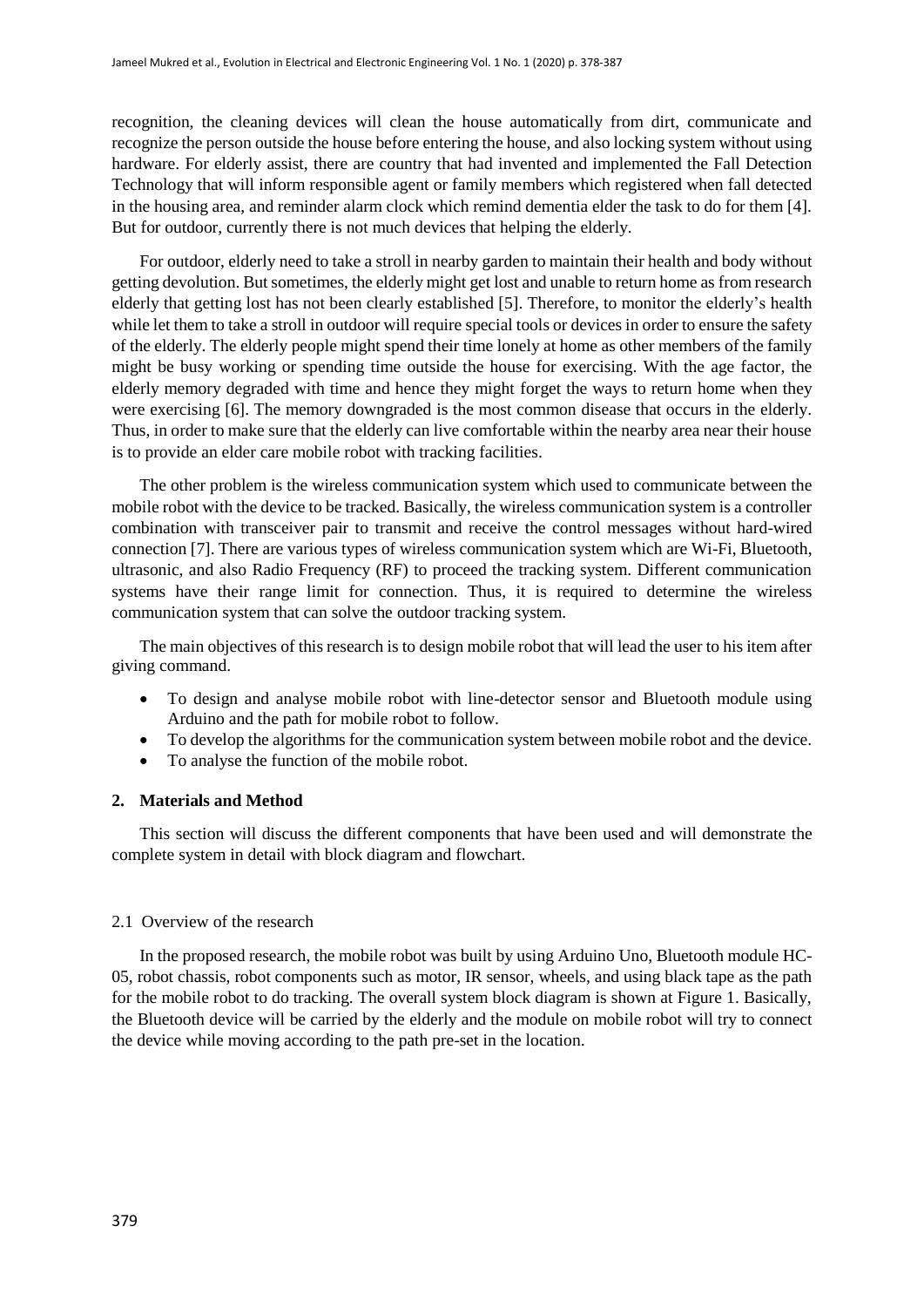recognition, the cleaning devices will clean the house automatically from dirt, communicate and recognize the person outside the house before entering the house, and also locking system without using hardware. For elderly assist, there are country that had invented and implemented the Fall Detection Technology that will inform responsible agent or family members which registered when fall detected in the housing area, and reminder alarm clock which remind dementia elder the task to do for them [4]. But for outdoor, currently there is not much devices that helping the elderly.

For outdoor, elderly need to take a stroll in nearby garden to maintain their health and body without getting devolution. But sometimes, the elderly might get lost and unable to return home as from research elderly that getting lost has not been clearly established [5]. Therefore, to monitor the elderly's health while let them to take a stroll in outdoor will require special tools or devices in order to ensure the safety of the elderly. The elderly people might spend their time lonely at home as other members of the family might be busy working or spending time outside the house for exercising. With the age factor, the elderly memory degraded with time and hence they might forget the ways to return home when they were exercising [6]. The memory downgraded is the most common disease that occurs in the elderly. Thus, in order to make sure that the elderly can live comfortable within the nearby area near their house is to provide an elder care mobile robot with tracking facilities.

The other problem is the wireless communication system which used to communicate between the mobile robot with the device to be tracked. Basically, the wireless communication system is a controller combination with transceiver pair to transmit and receive the control messages without hard-wired connection [7]. There are various types of wireless communication system which are Wi-Fi, Bluetooth, ultrasonic, and also Radio Frequency (RF) to proceed the tracking system. Different communication systems have their range limit for connection. Thus, it is required to determine the wireless communication system that can solve the outdoor tracking system.

The main objectives of this research is to design mobile robot that will lead the user to his item after giving command.

- To design and analyse mobile robot with line-detector sensor and Bluetooth module using Arduino and the path for mobile robot to follow.
- To develop the algorithms for the communication system between mobile robot and the device.
- To analyse the function of the mobile robot.

## 2. Materials and Method

This section will discuss the different components that have been used and will demonstrate the complete system in detail with block diagram and flowchart.

### 2.1 Overview of the research

In the proposed research, the mobile robot was built by using Arduino Uno, Bluetooth module HC-05, robot chassis, robot components such as motor, IR sensor, wheels, and using black tape as the path for the mobile robot to do tracking. The overall system block diagram is shown at Figure 1. Basically, the Bluetooth device will be carried by the elderly and the module on mobile robot will try to connect the device while moving according to the path pre-set in the location.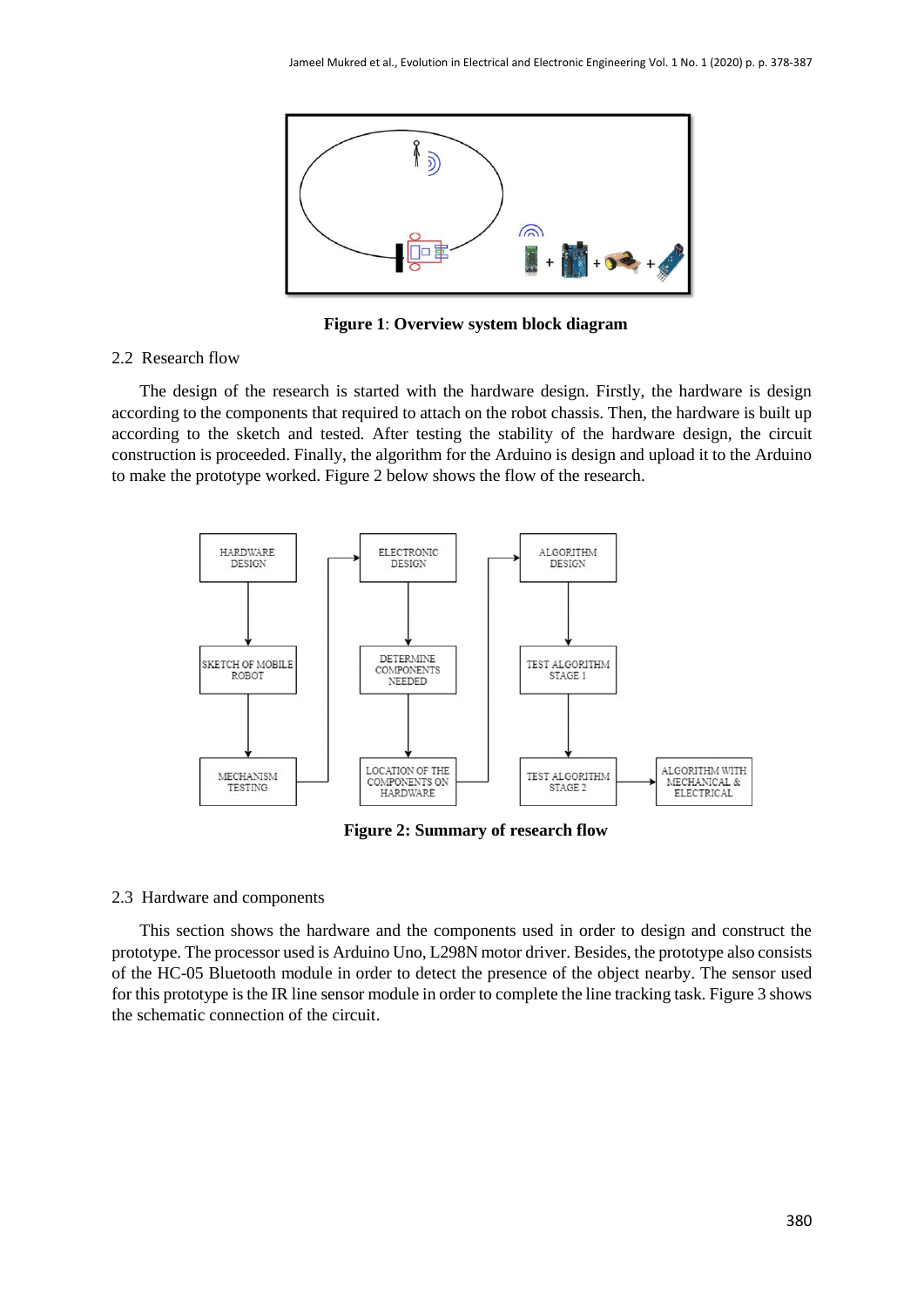**Figure 1**: **Overview system block diagram**

## 2.2 Research flow

The design of the research is started with the hardware design. Firstly, the hardware is design according to the components that required to attach on the robot chassis. Then, the hardware is built up according to the sketch and tested. After testing the stability of the hardware design, the circuit construction is proceeded. Finally, the algorithm for the Arduino is design and upload it to the Arduino to make the prototype worked. Figure 2 below shows the flow of the research.

**Figure 2: Summary of research flow**

## 2.3 Hardware and components

This section shows the hardware and the components used in order to design and construct the prototype. The processor used is Arduino Uno, L298N motor driver. Besides, the prototype also consists of the HC-05 Bluetooth module in order to detect the presence of the object nearby. The sensor used for this prototype is the IR line sensor module in order to complete the line tracking task. Figure 3 shows the schematic connection of the circuit.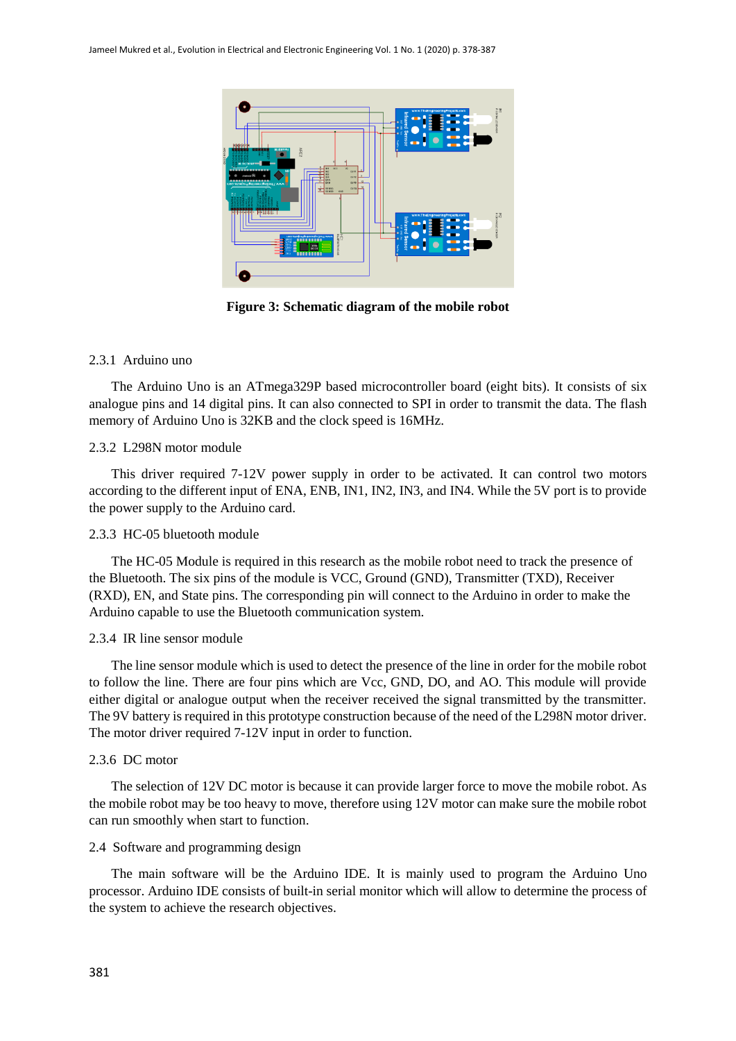**Figure 3: Schematic diagram of the mobile robot**

### 2.3.1 Arduino uno

The Arduino Uno is an ATmega329P based microcontroller board (eight bits). It consists of six analogue pins and 14 digital pins. It can also connected to SPI in order to transmit the data. The flash memory of Arduino Uno is 32KB and the clock speed is 16MHz.

### 2.3.2 L298N motor module

This driver required 7-12V power supply in order to be activated. It can control two motors according to the different input of ENA, ENB, IN1, IN2, IN3, and IN4. While the 5V port is to provide the power supply to the Arduino card.

### 2.3.3 HC-05 bluetooth module

The HC-05 Module is required in this research as the mobile robot need to track the presence of the Bluetooth. The six pins of the module is VCC, Ground (GND), Transmitter (TXD), Receiver (RXD), EN, and State pins. The corresponding pin will connect to the Arduino in order to make the Arduino capable to use the Bluetooth communication system.

### 2.3.4 IR line sensor module

The line sensor module which is used to detect the presence of the line in order for the mobile robot to follow the line. There are four pins which are Vcc, GND, DO, and AO. This module will provide either digital or analogue output when the receiver received the signal transmitted by the transmitter. The 9V battery is required in this prototype construction because of the need of the L298N motor driver. The motor driver required 7-12V input in order to function.

### 2.3.6 DC motor

The selection of 12V DC motor is because it can provide larger force to move the mobile robot. As the mobile robot may be too heavy to move, therefore using 12V motor can make sure the mobile robot can run smoothly when start to function.

## 2.4 Software and programming design

The main software will be the Arduino IDE. It is mainly used to program the Arduino Uno processor. Arduino IDE consists of built-in serial monitor which will allow to determine the process of the system to achieve the research objectives.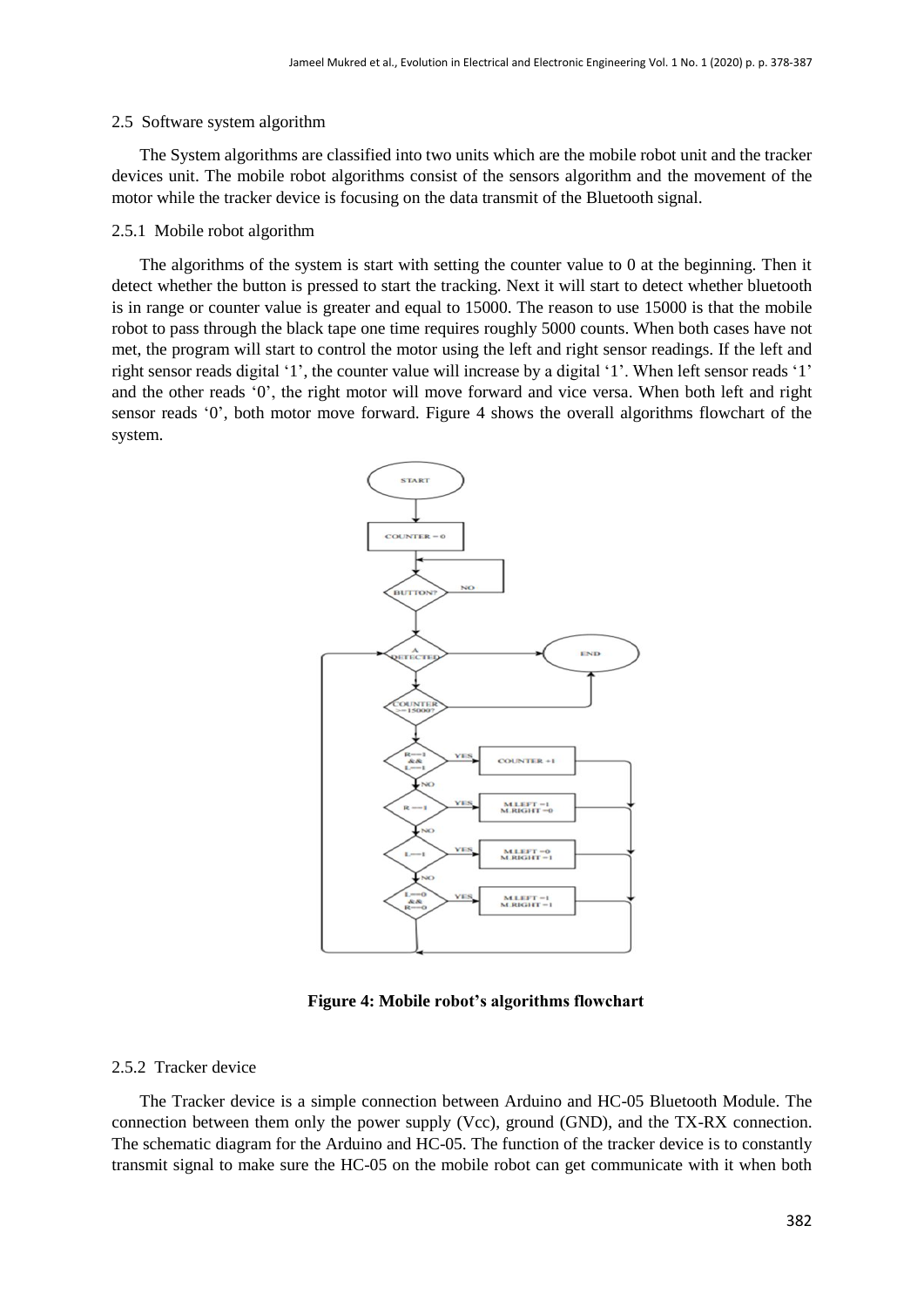### 2.5 Software system algorithm

The System algorithms are classified into two units which are the mobile robot unit and the tracker devices unit. The mobile robot algorithms consist of the sensors algorithm and the movement of the motor while the tracker device is focusing on the data transmit of the Bluetooth signal.

#### 2.5.1 Mobile robot algorithm

The algorithms of the system is start with setting the counter value to 0 at the beginning. Then it detect whether the button is pressed to start the tracking. Next it will start to detect whether bluetooth is in range or counter value is greater and equal to 15000. The reason to use 15000 is that the mobile robot to pass through the black tape one time requires roughly 5000 counts. When both cases have not met, the program will start to control the motor using the left and right sensor readings. If the left and right sensor reads digital '1', the counter value will increase by a digital '1'. When left sensor reads '1' and the other reads '0', the right motor will move forward and vice versa. When both left and right sensor reads '0', both motor move forward. Figure 4 shows the overall algorithms flowchart of the system.

**Figure 4: Mobile robot's algorithms flowchart**

#### 2.5.2 Tracker device

The Tracker device is a simple connection between Arduino and HC-05 Bluetooth Module. The connection between them only the power supply (Vcc), ground (GND), and the TX-RX connection. The schematic diagram for the Arduino and HC-05. The function of the tracker device is to constantly transmit signal to make sure the HC-05 on the mobile robot can get communicate with it when both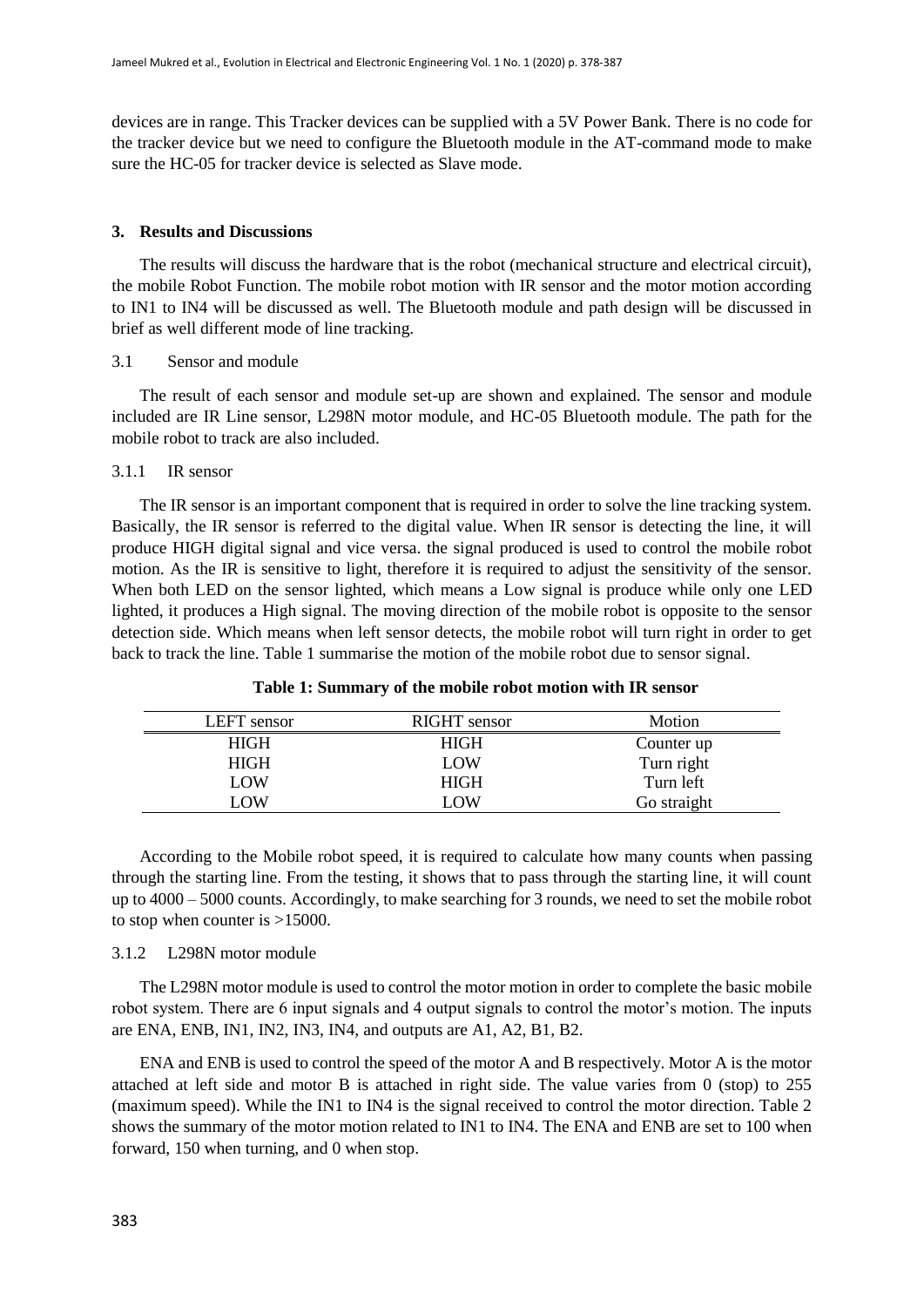devices are in range. This Tracker devices can be supplied with a 5V Power Bank. There is no code for the tracker device but we need to configure the Bluetooth module in the AT-command mode to make sure the HC-05 for tracker device is selected as Slave mode.

## 3. Results and Discussions

The results will discuss the hardware that is the robot (mechanical structure and electrical circuit), the mobile Robot Function. The mobile robot motion with IR sensor and the motor motion according to IN1 to IN4 will be discussed as well. The Bluetooth module and path design will be discussed in brief as well different mode of line tracking.

### 3.1 Sensor and module

The result of each sensor and module set-up are shown and explained. The sensor and module included are IR Line sensor, L298N motor module, and HC-05 Bluetooth module. The path for the mobile robot to track are also included.

#### 3.1.1 IR sensor

The IR sensor is an important component that is required in order to solve the line tracking system. Basically, the IR sensor is referred to the digital value. When IR sensor is detecting the line, it will produce HIGH digital signal and vice versa. the signal produced is used to control the mobile robot motion. As the IR is sensitive to light, therefore it is required to adjust the sensitivity of the sensor. When both LED on the sensor lighted, which means a Low signal is produce while only one LED lighted, it produces a High signal. The moving direction of the mobile robot is opposite to the sensor detection side. Which means when left sensor detects, the mobile robot will turn right in order to get back to track the line. Table 1 summarise the motion of the mobile robot due to sensor signal.

**Table 1: Summary of the mobile robot motion with IR sensor**

| LEFT sensor | RIGHT sensor | Motion |
|---|---|---|
| HIGH | HIGH | Counter up |
| HIGH | LOW | Turn right |
| LOW | HIGH | Turn left |
| LOW | LOW | Go straight |

According to the Mobile robot speed, it is required to calculate how many counts when passing through the starting line. From the testing, it shows that to pass through the starting line, it will count up to 4000 – 5000 counts. Accordingly, to make searching for 3 rounds, we need to set the mobile robot to stop when counter is >15000.

#### 3.1.2 L298N motor module

The L298N motor module is used to control the motor motion in order to complete the basic mobile robot system. There are 6 input signals and 4 output signals to control the motor's motion. The inputs are ENA, ENB, IN1, IN2, IN3, IN4, and outputs are A1, A2, B1, B2.

ENA and ENB is used to control the speed of the motor A and B respectively. Motor A is the motor attached at left side and motor B is attached in right side. The value varies from 0 (stop) to 255 (maximum speed). While the IN1 to IN4 is the signal received to control the motor direction. Table 2 shows the summary of the motor motion related to IN1 to IN4. The ENA and ENB are set to 100 when forward, 150 when turning, and 0 when stop.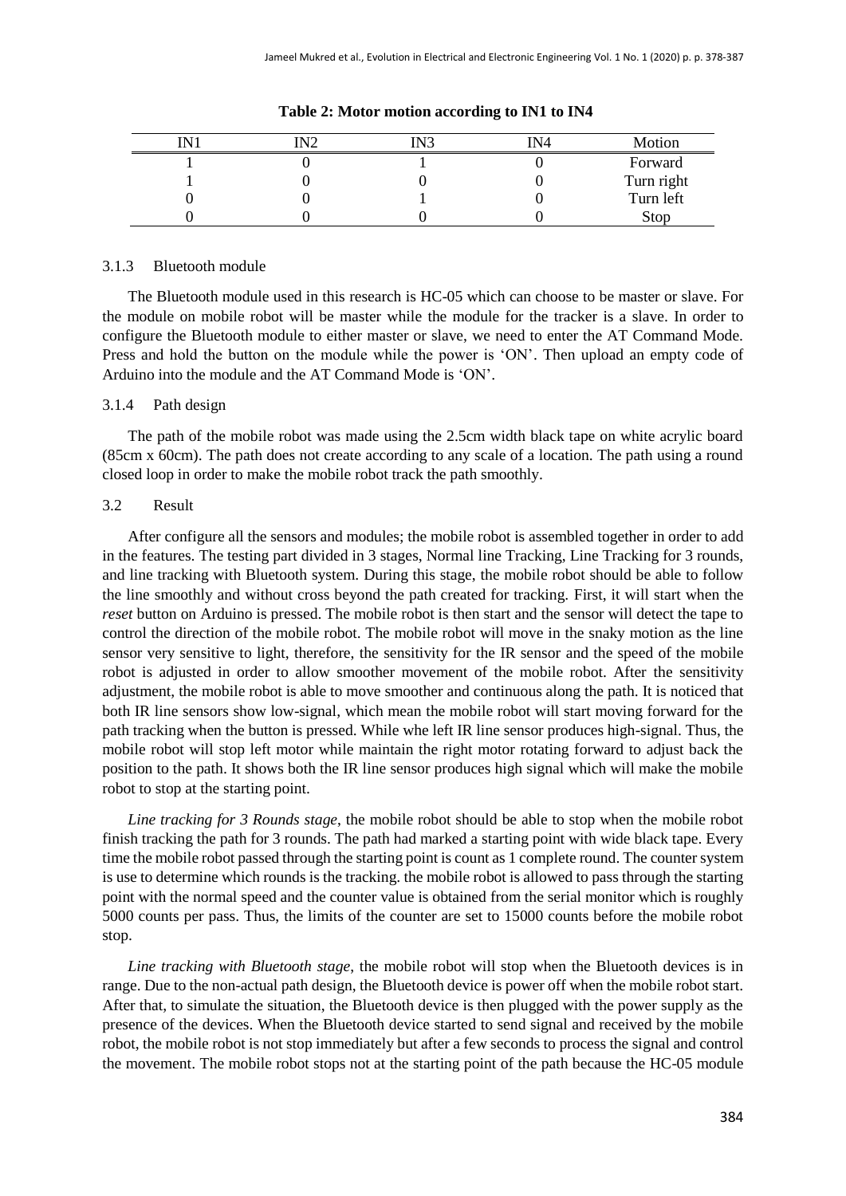**Table 2: Motor motion according to IN1 to IN4**

| IN1 | IN2 | IN3 | IN4 | Motion |
|---|---|---|---|---|
| 1 | 0 | 1 | 0 | Forward |
| 1 | 0 | 0 | 0 | Turn right |
| 0 | 0 | 1 | 0 | Turn left |
| 0 | 0 | 0 | 0 | Stop |

### 3.1.3 Bluetooth module

The Bluetooth module used in this research is HC-05 which can choose to be master or slave. For the module on mobile robot will be master while the module for the tracker is a slave. In order to configure the Bluetooth module to either master or slave, we need to enter the AT Command Mode. Press and hold the button on the module while the power is 'ON'. Then upload an empty code of Arduino into the module and the AT Command Mode is 'ON'.

### 3.1.4 Path design

The path of the mobile robot was made using the 2.5cm width black tape on white acrylic board (85cm x 60cm). The path does not create according to any scale of a location. The path using a round closed loop in order to make the mobile robot track the path smoothly.

## 3.2 Result

After configure all the sensors and modules; the mobile robot is assembled together in order to add in the features. The testing part divided in 3 stages, Normal line Tracking, Line Tracking for 3 rounds, and line tracking with Bluetooth system. During this stage, the mobile robot should be able to follow the line smoothly and without cross beyond the path created for tracking. First, it will start when the *reset* button on Arduino is pressed. The mobile robot is then start and the sensor will detect the tape to control the direction of the mobile robot. The mobile robot will move in the snaky motion as the line sensor very sensitive to light, therefore, the sensitivity for the IR sensor and the speed of the mobile robot is adjusted in order to allow smoother movement of the mobile robot. After the sensitivity adjustment, the mobile robot is able to move smoother and continuous along the path. It is noticed that both IR line sensors show low-signal, which mean the mobile robot will start moving forward for the path tracking when the button is pressed. While whe left IR line sensor produces high-signal. Thus, the mobile robot will stop left motor while maintain the right motor rotating forward to adjust back the position to the path. It shows both the IR line sensor produces high signal which will make the mobile robot to stop at the starting point.

*Line tracking for 3 Rounds stage*, the mobile robot should be able to stop when the mobile robot finish tracking the path for 3 rounds. The path had marked a starting point with wide black tape. Every time the mobile robot passed through the starting point is count as 1 complete round. The counter system is use to determine which rounds is the tracking. the mobile robot is allowed to pass through the starting point with the normal speed and the counter value is obtained from the serial monitor which is roughly 5000 counts per pass. Thus, the limits of the counter are set to 15000 counts before the mobile robot stop.

*Line tracking with Bluetooth stage*, the mobile robot will stop when the Bluetooth devices is in range. Due to the non-actual path design, the Bluetooth device is power off when the mobile robot start. After that, to simulate the situation, the Bluetooth device is then plugged with the power supply as the presence of the devices. When the Bluetooth device started to send signal and received by the mobile robot, the mobile robot is not stop immediately but after a few seconds to process the signal and control the movement. The mobile robot stops not at the starting point of the path because the HC-05 module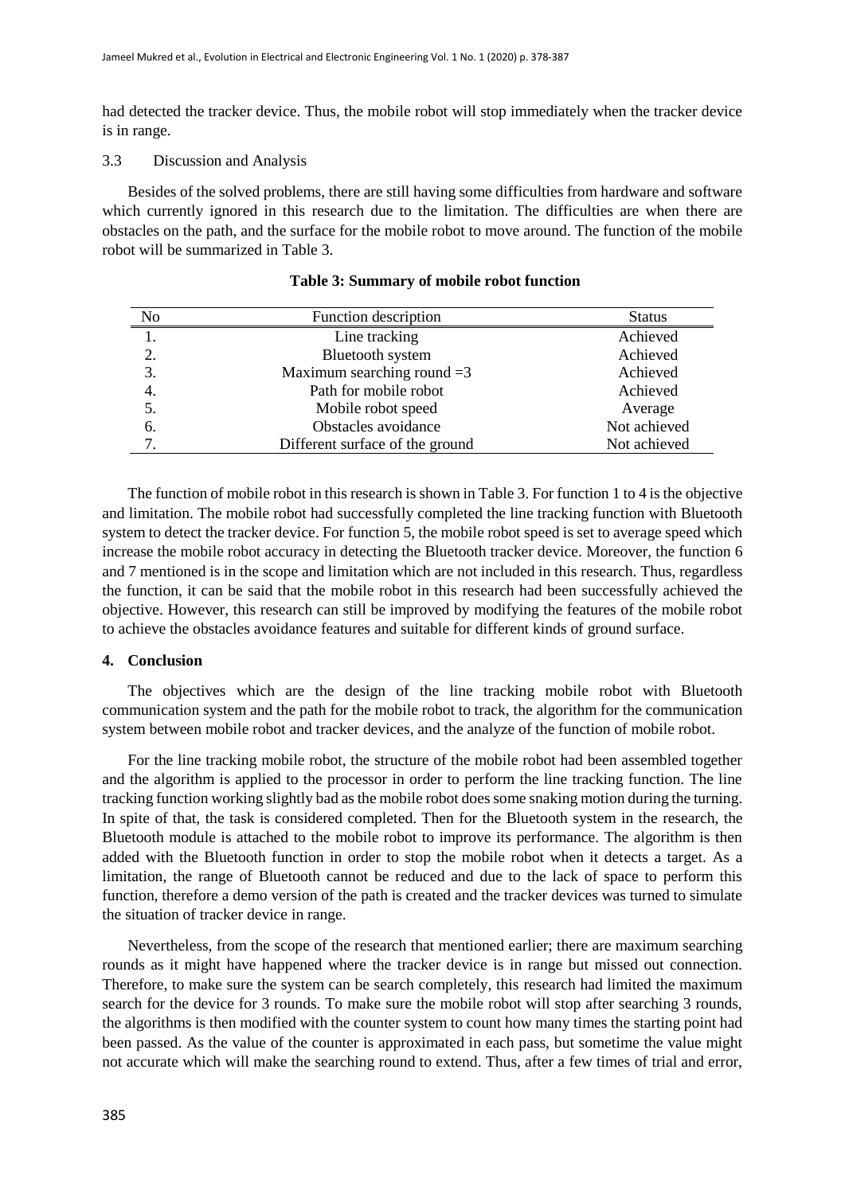had detected the tracker device. Thus, the mobile robot will stop immediately when the tracker device is in range.

### 3.3 Discussion and Analysis

Besides of the solved problems, there are still having some difficulties from hardware and software which currently ignored in this research due to the limitation. The difficulties are when there are obstacles on the path, and the surface for the mobile robot to move around. The function of the mobile robot will be summarized in Table 3.

**Table 3: Summary of mobile robot function**

| No | Function description | Status |
|---|---|---|
| 1. | Line tracking | Achieved |
| 2. | Bluetooth system | Achieved |
| 3. | Maximum searching round =3 | Achieved |
| 4. | Path for mobile robot | Achieved |
| 5. | Mobile robot speed | Average |
| 6. | Obstacles avoidance | Not achieved |
| 7. | Different surface of the ground | Not achieved |

The function of mobile robot in this research is shown in Table 3. For function 1 to 4 is the objective and limitation. The mobile robot had successfully completed the line tracking function with Bluetooth system to detect the tracker device. For function 5, the mobile robot speed is set to average speed which increase the mobile robot accuracy in detecting the Bluetooth tracker device. Moreover, the function 6 and 7 mentioned is in the scope and limitation which are not included in this research. Thus, regardless the function, it can be said that the mobile robot in this research had been successfully achieved the objective. However, this research can still be improved by modifying the features of the mobile robot to achieve the obstacles avoidance features and suitable for different kinds of ground surface.

## 4. Conclusion

The objectives which are the design of the line tracking mobile robot with Bluetooth communication system and the path for the mobile robot to track, the algorithm for the communication system between mobile robot and tracker devices, and the analyze of the function of mobile robot.

For the line tracking mobile robot, the structure of the mobile robot had been assembled together and the algorithm is applied to the processor in order to perform the line tracking function. The line tracking function working slightly bad as the mobile robot does some snaking motion during the turning. In spite of that, the task is considered completed. Then for the Bluetooth system in the research, the Bluetooth module is attached to the mobile robot to improve its performance. The algorithm is then added with the Bluetooth function in order to stop the mobile robot when it detects a target. As a limitation, the range of Bluetooth cannot be reduced and due to the lack of space to perform this function, therefore a demo version of the path is created and the tracker devices was turned to simulate the situation of tracker device in range.

Nevertheless, from the scope of the research that mentioned earlier; there are maximum searching rounds as it might have happened where the tracker device is in range but missed out connection. Therefore, to make sure the system can be search completely, this research had limited the maximum search for the device for 3 rounds. To make sure the mobile robot will stop after searching 3 rounds, the algorithms is then modified with the counter system to count how many times the starting point had been passed. As the value of the counter is approximated in each pass, but sometime the value might not accurate which will make the searching round to extend. Thus, after a few times of trial and error,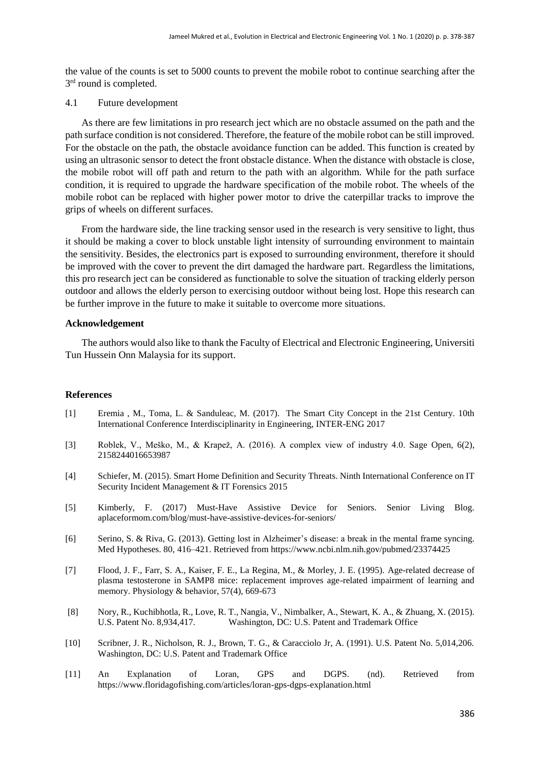the value of the counts is set to 5000 counts to prevent the mobile robot to continue searching after the 3rd round is completed.

### 4.1 Future development

As there are few limitations in pro research ject which are no obstacle assumed on the path and the path surface condition is not considered. Therefore, the feature of the mobile robot can be still improved. For the obstacle on the path, the obstacle avoidance function can be added. This function is created by using an ultrasonic sensor to detect the front obstacle distance. When the distance with obstacle is close, the mobile robot will off path and return to the path with an algorithm. While for the path surface condition, it is required to upgrade the hardware specification of the mobile robot. The wheels of the mobile robot can be replaced with higher power motor to drive the caterpillar tracks to improve the grips of wheels on different surfaces.

From the hardware side, the line tracking sensor used in the research is very sensitive to light, thus it should be making a cover to block unstable light intensity of surrounding environment to maintain the sensitivity. Besides, the electronics part is exposed to surrounding environment, therefore it should be improved with the cover to prevent the dirt damaged the hardware part. Regardless the limitations, this pro research ject can be considered as functionable to solve the situation of tracking elderly person outdoor and allows the elderly person to exercising outdoor without being lost. Hope this research can be further improve in the future to make it suitable to overcome more situations.

**Acknowledgement**

The authors would also like to thank the Faculty of Electrical and Electronic Engineering, Universiti Tun Hussein Onn Malaysia for its support.

**References**

[1] Eremia , M., Toma, L. & Sanduleac, M. (2017). The Smart City Concept in the 21st Century. 10th International Conference Interdisciplinarity in Engineering, INTER-ENG 2017

[3] Roblek, V., Meško, M., & Krapež, A. (2016). A complex view of industry 4.0. Sage Open, 6(2), 2158244016653987

[4] Schiefer, M. (2015). Smart Home Definition and Security Threats. Ninth International Conference on IT Security Incident Management & IT Forensics 2015

[5] Kimberly, F. (2017) Must-Have Assistive Device for Seniors. Senior Living Blog. aplaceformom.com/blog/must-have-assistive-devices-for-seniors/

[6] Serino, S. & Riva, G. (2013). Getting lost in Alzheimer's disease: a break in the mental frame syncing. Med Hypotheses. 80, 416–421. Retrieved from https://www.ncbi.nlm.nih.gov/pubmed/23374425

[7] Flood, J. F., Farr, S. A., Kaiser, F. E., La Regina, M., & Morley, J. E. (1995). Age-related decrease of plasma testosterone in SAMP8 mice: replacement improves age-related impairment of learning and memory. Physiology & behavior, 57(4), 669-673

[8] Nory, R., Kuchibhotla, R., Love, R. T., Nangia, V., Nimbalker, A., Stewart, K. A., & Zhuang, X. (2015). U.S. Patent No. 8,934,417. Washington, DC: U.S. Patent and Trademark Office

[10] Scribner, J. R., Nicholson, R. J., Brown, T. G., & Caracciolo Jr, A. (1991). U.S. Patent No. 5,014,206. Washington, DC: U.S. Patent and Trademark Office

[11] An Explanation of Loran, GPS and DGPS. (nd). Retrieved from https://www.floridagofishing.com/articles/loran-gps-dgps-explanation.html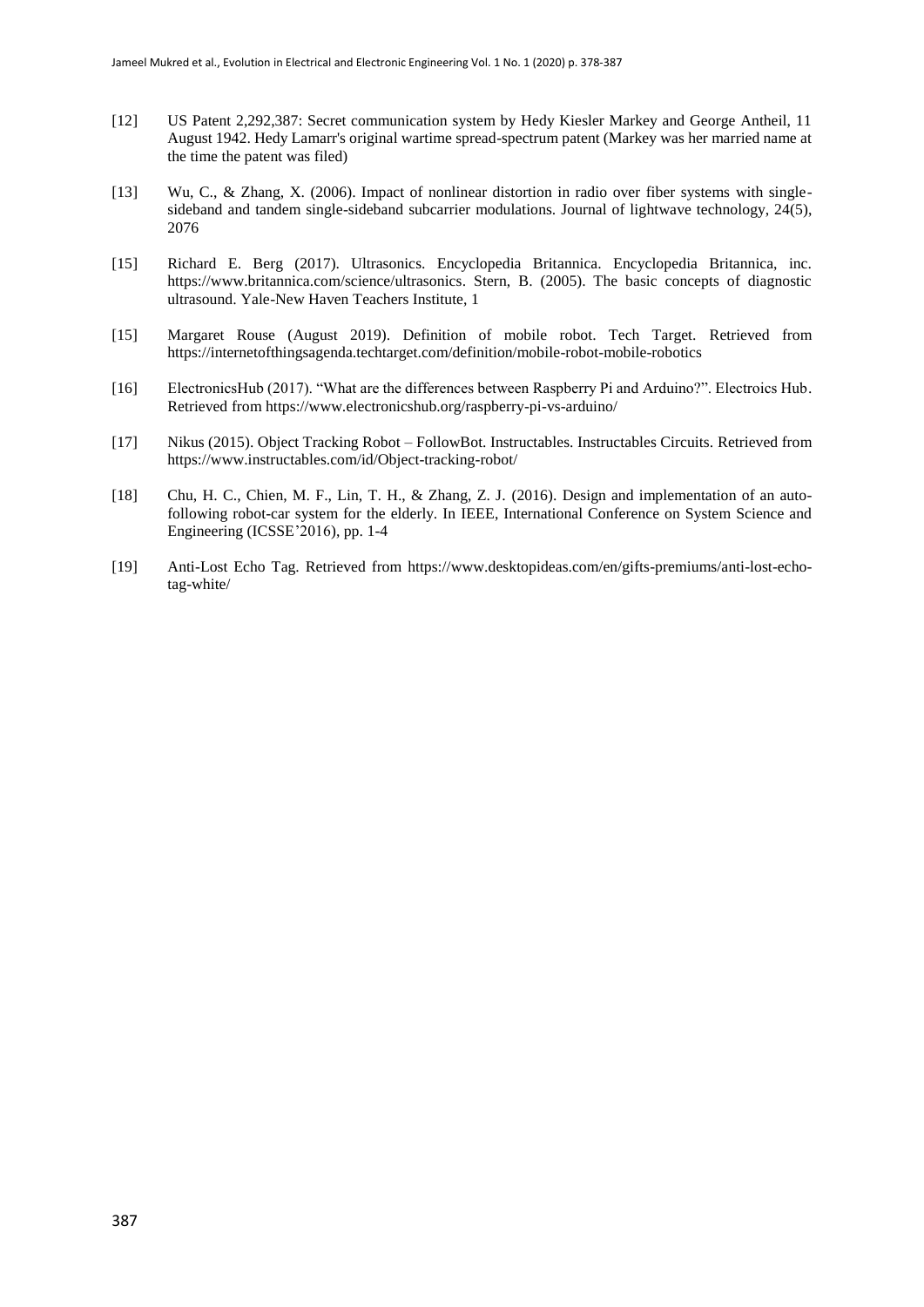[12] US Patent 2,292,387: Secret communication system by Hedy Kiesler Markey and George Antheil, 11 August 1942. Hedy Lamarr's original wartime spread-spectrum patent (Markey was her married name at the time the patent was filed)

[13] Wu, C., & Zhang, X. (2006). Impact of nonlinear distortion in radio over fiber systems with single-sideband and tandem single-sideband subcarrier modulations. Journal of lightwave technology, 24(5), 2076

[15] Richard E. Berg (2017). Ultrasonics. Encyclopedia Britannica. Encyclopedia Britannica, inc. https://www.britannica.com/science/ultrasonics. Stern, B. (2005). The basic concepts of diagnostic ultrasound. Yale-New Haven Teachers Institute, 1

[15] Margaret Rouse (August 2019). Definition of mobile robot. Tech Target. Retrieved from https://internetofthingsagenda.techtarget.com/definition/mobile-robot-mobile-robotics

[16] ElectronicsHub (2017). "What are the differences between Raspberry Pi and Arduino?". Electroics Hub. Retrieved from https://www.electronicshub.org/raspberry-pi-vs-arduino/

[17] Nikus (2015). Object Tracking Robot – FollowBot. Instructables. Instructables Circuits. Retrieved from https://www.instructables.com/id/Object-tracking-robot/

[18] Chu, H. C., Chien, M. F., Lin, T. H., & Zhang, Z. J. (2016). Design and implementation of an auto-following robot-car system for the elderly. In IEEE, International Conference on System Science and Engineering (ICSSE'2016), pp. 1-4

[19] Anti-Lost Echo Tag. Retrieved from https://www.desktopideas.com/en/gifts-premiums/anti-lost-echo-tag-white/